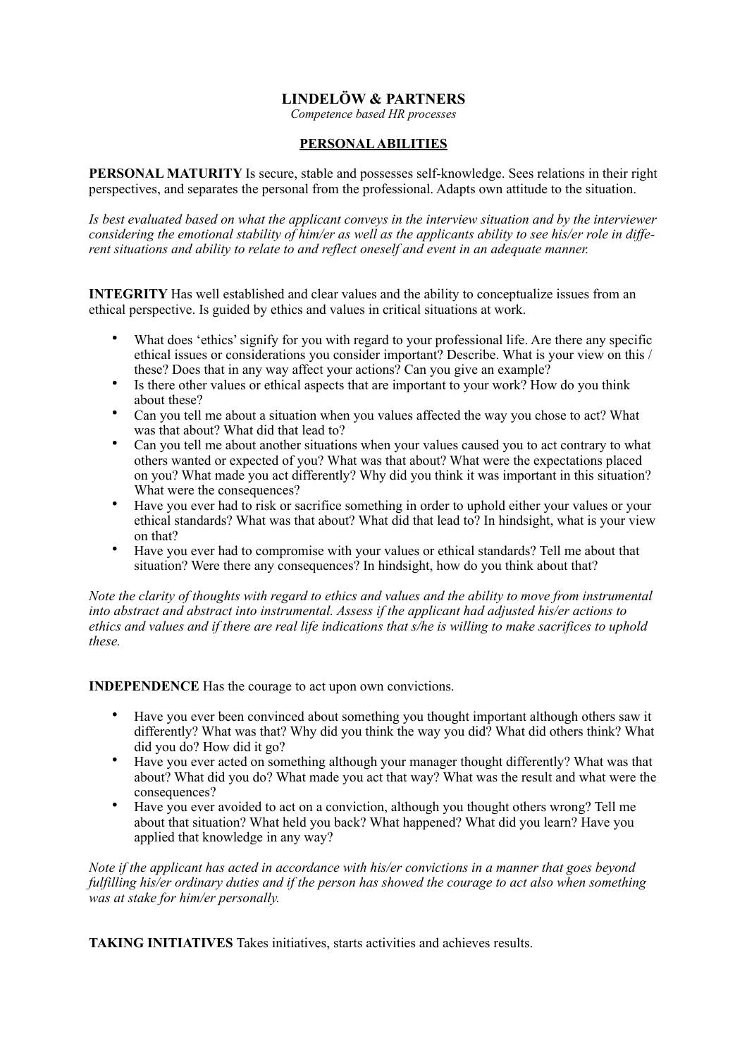# LINDELÖW & PARTNERS

*Competence based HR processes*

## PERSONAL ABILITIES

**PERSONAL MATURITY** Is secure, stable and possesses self-knowledge. Sees relations in their right perspectives, and separates the personal from the professional. Adapts own attitude to the situation.

*Is best evaluated based on what the applicant conveys in the interview situation and by the interviewer considering the emotional stability of him/er as well as the applicants ability to see his/er role in different situations and ability to relate to and reflect oneself and event in an adequate manner.*

**INTEGRITY** Has well established and clear values and the ability to conceptualize issues from an ethical perspective. Is guided by ethics and values in critical situations at work.

- What does 'ethics' signify for you with regard to your professional life. Are there any specific ethical issues or considerations you consider important? Describe. What is your view on this / these? Does that in any way affect your actions? Can you give an example?
- Is there other values or ethical aspects that are important to your work? How do you think about these?
- Can you tell me about a situation when you values affected the way you chose to act? What was that about? What did that lead to?
- Can you tell me about another situations when your values caused you to act contrary to what others wanted or expected of you? What was that about? What were the expectations placed on you? What made you act differently? Why did you think it was important in this situation? What were the consequences?
- Have you ever had to risk or sacrifice something in order to uphold either your values or your ethical standards? What was that about? What did that lead to? In hindsight, what is your view on that?
- Have you ever had to compromise with your values or ethical standards? Tell me about that situation? Were there any consequences? In hindsight, how do you think about that?

*Note the clarity of thoughts with regard to ethics and values and the ability to move from instrumental into abstract and abstract into instrumental. Assess if the applicant had adjusted his/er actions to ethics and values and if there are real life indications that s/he is willing to make sacrifices to uphold these.*

**INDEPENDENCE** Has the courage to act upon own convictions.

- Have you ever been convinced about something you thought important although others saw it differently? What was that? Why did you think the way you did? What did others think? What did you do? How did it go?
- Have you ever acted on something although your manager thought differently? What was that about? What did you do? What made you act that way? What was the result and what were the consequences?
- Have you ever avoided to act on a conviction, although you thought others wrong? Tell me about that situation? What held you back? What happened? What did you learn? Have you applied that knowledge in any way?

*Note if the applicant has acted in accordance with his/er convictions in a manner that goes beyond fulfilling his/er ordinary duties and if the person has showed the courage to act also when something was at stake for him/er personally.*

**TAKING INITIATIVES** Takes initiatives, starts activities and achieves results.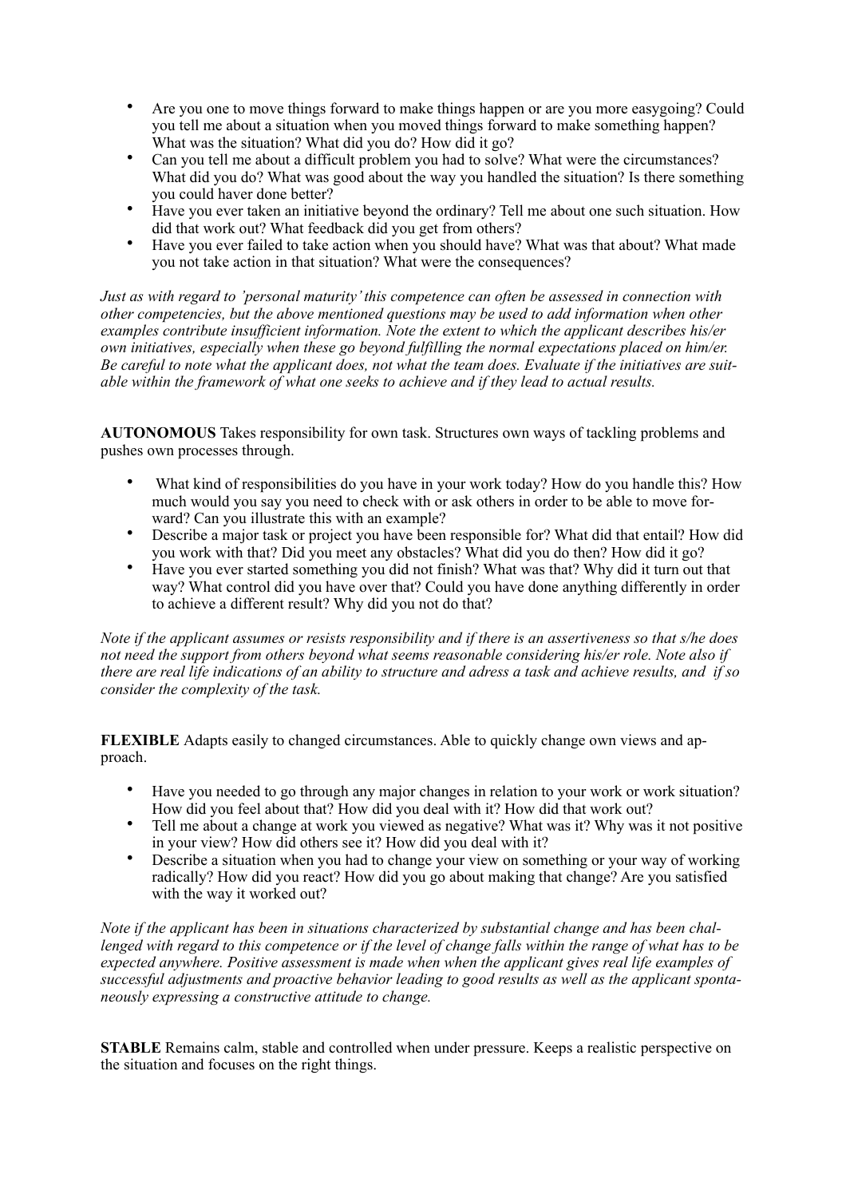- Are you one to move things forward to make things happen or are you more easygoing? Could you tell me about a situation when you moved things forward to make something happen? What was the situation? What did you do? How did it go?
- Can you tell me about a difficult problem you had to solve? What were the circumstances? What did you do? What was good about the way you handled the situation? Is there something you could haver done better?
- Have you ever taken an initiative beyond the ordinary? Tell me about one such situation. How did that work out? What feedback did you get from others?
- Have you ever failed to take action when you should have? What was that about? What made you not take action in that situation? What were the consequences?

*Just as with regard to 'personal maturity' this competence can often be assessed in connection with other competencies, but the above mentioned questions may be used to add information when other examples contribute insufficient information. Note the extent to which the applicant describes his/er own initiatives, especially when these go beyond fulfilling the normal expectations placed on him/er. Be careful to note what the applicant does, not what the team does. Evaluate if the initiatives are suitable within the framework of what one seeks to achieve and if they lead to actual results.*

**AUTONOMOUS** Takes responsibility for own task. Structures own ways of tackling problems and pushes own processes through.

- What kind of responsibilities do you have in your work today? How do you handle this? How much would you say you need to check with or ask others in order to be able to move forward? Can you illustrate this with an example?
- Describe a major task or project you have been responsible for? What did that entail? How did you work with that? Did you meet any obstacles? What did you do then? How did it go?
- Have you ever started something you did not finish? What was that? Why did it turn out that way? What control did you have over that? Could you have done anything differently in order to achieve a different result? Why did you not do that?

*Note if the applicant assumes or resists responsibility and if there is an assertiveness so that s/he does not need the support from others beyond what seems reasonable considering his/er role. Note also if there are real life indications of an ability to structure and adress a task and achieve results, and if so consider the complexity of the task.*

**FLEXIBLE** Adapts easily to changed circumstances. Able to quickly change own views and approach.

- Have you needed to go through any major changes in relation to your work or work situation? How did you feel about that? How did you deal with it? How did that work out?
- Tell me about a change at work you viewed as negative? What was it? Why was it not positive in your view? How did others see it? How did you deal with it?
- Describe a situation when you had to change your view on something or your way of working radically? How did you react? How did you go about making that change? Are you satisfied with the way it worked out?

*Note if the applicant has been in situations characterized by substantial change and has been challenged with regard to this competence or if the level of change falls within the range of what has to be expected anywhere. Positive assessment is made when when the applicant gives real life examples of successful adjustments and proactive behavior leading to good results as well as the applicant spontaneously expressing a constructive attitude to change.*

**STABLE** Remains calm, stable and controlled when under pressure. Keeps a realistic perspective on the situation and focuses on the right things.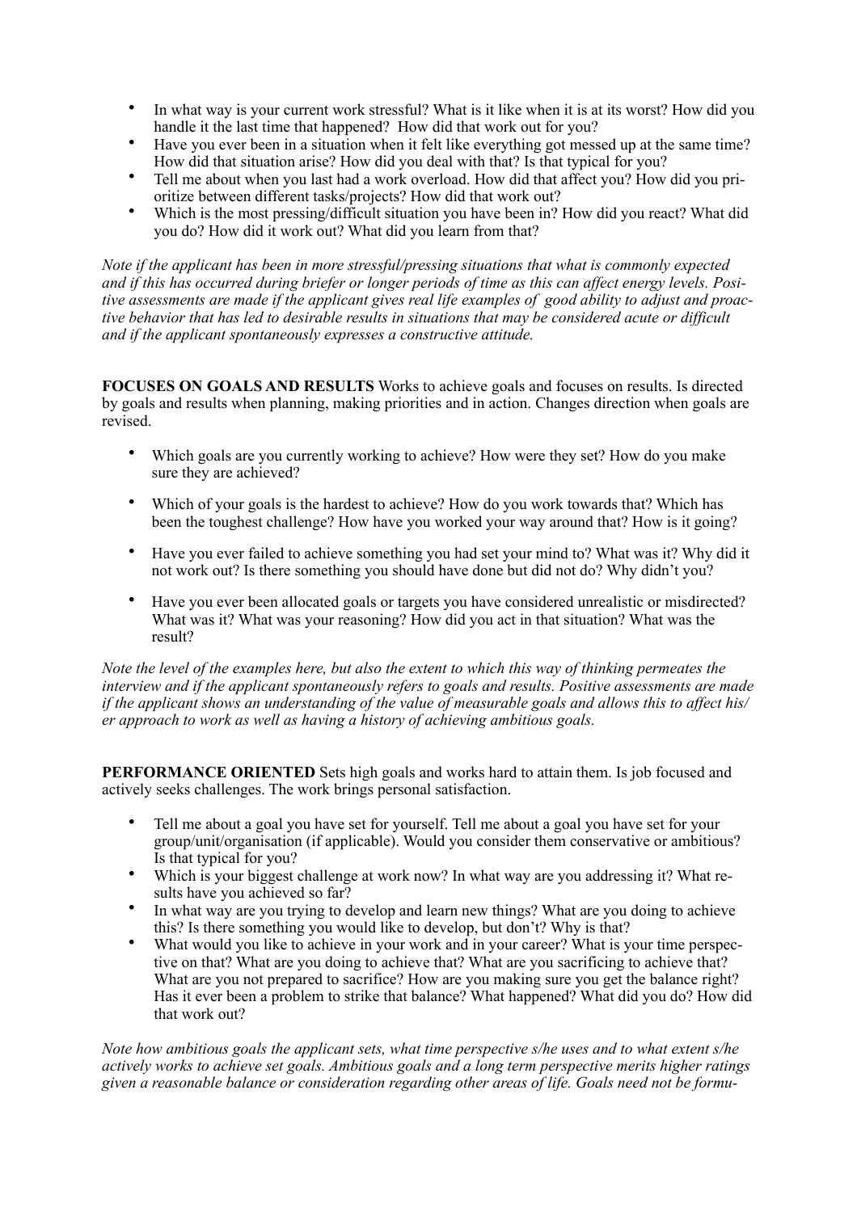- In what way is your current work stressful? What is it like when it is at its worst? How did you handle it the last time that happened? How did that work out for you?
- Have you ever been in a situation when it felt like everything got messed up at the same time? How did that situation arise? How did you deal with that? Is that typical for you?
- Tell me about when you last had a work overload. How did that affect you? How did you prioritize between different tasks/projects? How did that work out?
- Which is the most pressing/difficult situation you have been in? How did you react? What did you do? How did it work out? What did you learn from that?

*Note if the applicant has been in more stressful/pressing situations that what is commonly expected and if this has occurred during briefer or longer periods of time as this can affect energy levels. Positive assessments are made if the applicant gives real life examples of good ability to adjust and proactive behavior that has led to desirable results in situations that may be considered acute or difficult and if the applicant spontaneously expresses a constructive attitude.*

**FOCUSES ON GOALS AND RESULTS** Works to achieve goals and focuses on results. Is directed by goals and results when planning, making priorities and in action. Changes direction when goals are revised.

- Which goals are you currently working to achieve? How were they set? How do you make sure they are achieved?
- Which of your goals is the hardest to achieve? How do you work towards that? Which has been the toughest challenge? How have you worked your way around that? How is it going?
- Have you ever failed to achieve something you had set your mind to? What was it? Why did it not work out? Is there something you should have done but did not do? Why didn't you?
- Have you ever been allocated goals or targets you have considered unrealistic or misdirected? What was it? What was your reasoning? How did you act in that situation? What was the result?

*Note the level of the examples here, but also the extent to which this way of thinking permeates the interview and if the applicant spontaneously refers to goals and results. Positive assessments are made if the applicant shows an understanding of the value of measurable goals and allows this to affect his/er approach to work as well as having a history of achieving ambitious goals.*

**PERFORMANCE ORIENTED** Sets high goals and works hard to attain them. Is job focused and actively seeks challenges. The work brings personal satisfaction.

- Tell me about a goal you have set for yourself. Tell me about a goal you have set for your group/unit/organisation (if applicable). Would you consider them conservative or ambitious? Is that typical for you?
- Which is your biggest challenge at work now? In what way are you addressing it? What results have you achieved so far?
- In what way are you trying to develop and learn new things? What are you doing to achieve this? Is there something you would like to develop, but don't? Why is that?
- What would you like to achieve in your work and in your career? What is your time perspective on that? What are you doing to achieve that? What are you sacrificing to achieve that? What are you not prepared to sacrifice? How are you making sure you get the balance right? Has it ever been a problem to strike that balance? What happened? What did you do? How did that work out?

*Note how ambitious goals the applicant sets, what time perspective s/he uses and to what extent s/he actively works to achieve set goals. Ambitious goals and a long term perspective merits higher ratings given a reasonable balance or consideration regarding other areas of life. Goals need not be formu-*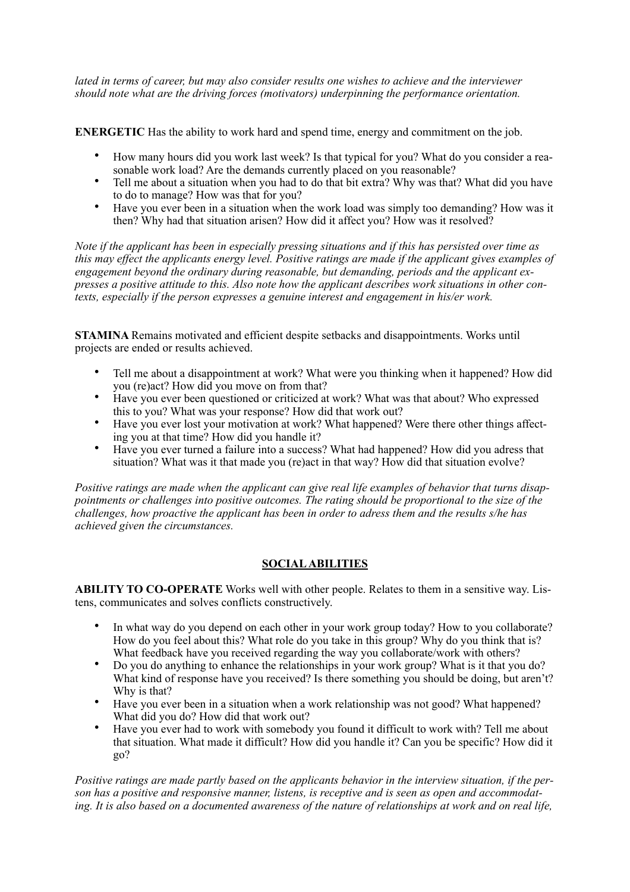*lated in terms of career, but may also consider results one wishes to achieve and the interviewer should note what are the driving forces (motivators) underpinning the performance orientation.*

**ENERGETIC** Has the ability to work hard and spend time, energy and commitment on the job.

- How many hours did you work last week? Is that typical for you? What do you consider a reasonable work load? Are the demands currently placed on you reasonable?
- Tell me about a situation when you had to do that bit extra? Why was that? What did you have to do to manage? How was that for you?
- Have you ever been in a situation when the work load was simply too demanding? How was it then? Why had that situation arisen? How did it affect you? How was it resolved?

*Note if the applicant has been in especially pressing situations and if this has persisted over time as this may effect the applicants energy level. Positive ratings are made if the applicant gives examples of engagement beyond the ordinary during reasonable, but demanding, periods and the applicant expresses a positive attitude to this. Also note how the applicant describes work situations in other contexts, especially if the person expresses a genuine interest and engagement in his/er work.*

**STAMINA** Remains motivated and efficient despite setbacks and disappointments. Works until projects are ended or results achieved.

- Tell me about a disappointment at work? What were you thinking when it happened? How did you (re)act? How did you move on from that?
- Have you ever been questioned or criticized at work? What was that about? Who expressed this to you? What was your response? How did that work out?
- Have you ever lost your motivation at work? What happened? Were there other things affecting you at that time? How did you handle it?
- Have you ever turned a failure into a success? What had happened? How did you adress that situation? What was it that made you (re)act in that way? How did that situation evolve?

*Positive ratings are made when the applicant can give real life examples of behavior that turns disappointments or challenges into positive outcomes. The rating should be proportional to the size of the challenges, how proactive the applicant has been in order to adress them and the results s/he has achieved given the circumstances.*

## SOCIAL ABILITIES

**ABILITY TO CO-OPERATE** Works well with other people. Relates to them in a sensitive way. Listens, communicates and solves conflicts constructively.

- In what way do you depend on each other in your work group today? How to you collaborate? How do you feel about this? What role do you take in this group? Why do you think that is? What feedback have you received regarding the way you collaborate/work with others?
- Do you do anything to enhance the relationships in your work group? What is it that you do? What kind of response have you received? Is there something you should be doing, but aren't? Why is that?
- Have you ever been in a situation when a work relationship was not good? What happened? What did you do? How did that work out?
- Have you ever had to work with somebody you found it difficult to work with? Tell me about that situation. What made it difficult? How did you handle it? Can you be specific? How did it go?

*Positive ratings are made partly based on the applicants behavior in the interview situation, if the person has a positive and responsive manner, listens, is receptive and is seen as open and accommodating. It is also based on a documented awareness of the nature of relationships at work and on real life,*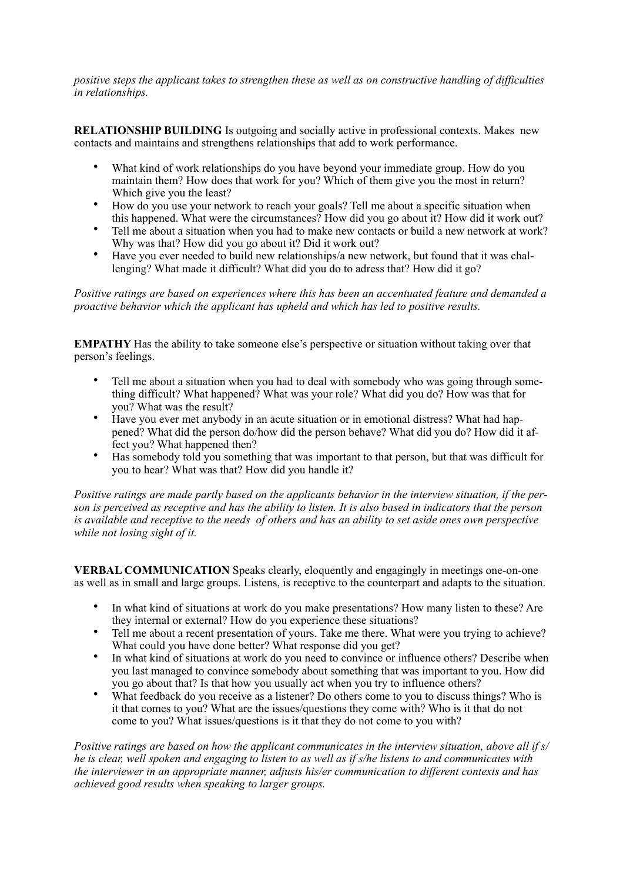*positive steps the applicant takes to strengthen these as well as on constructive handling of difficulties in relationships.*

**RELATIONSHIP BUILDING** Is outgoing and socially active in professional contexts. Makes new contacts and maintains and strengthens relationships that add to work performance.

- What kind of work relationships do you have beyond your immediate group. How do you maintain them? How does that work for you? Which of them give you the most in return? Which give you the least?
- How do you use your network to reach your goals? Tell me about a specific situation when this happened. What were the circumstances? How did you go about it? How did it work out?
- Tell me about a situation when you had to make new contacts or build a new network at work? Why was that? How did you go about it? Did it work out?
- Have you ever needed to build new relationships/a new network, but found that it was challenging? What made it difficult? What did you do to adress that? How did it go?

*Positive ratings are based on experiences where this has been an accentuated feature and demanded a proactive behavior which the applicant has upheld and which has led to positive results.*

**EMPATHY** Has the ability to take someone else's perspective or situation without taking over that person's feelings.

- Tell me about a situation when you had to deal with somebody who was going through something difficult? What happened? What was your role? What did you do? How was that for you? What was the result?
- Have you ever met anybody in an acute situation or in emotional distress? What had happened? What did the person do/how did the person behave? What did you do? How did it affect you? What happened then?
- Has somebody told you something that was important to that person, but that was difficult for you to hear? What was that? How did you handle it?

*Positive ratings are made partly based on the applicants behavior in the interview situation, if the person is perceived as receptive and has the ability to listen. It is also based in indicators that the person is available and receptive to the needs of others and has an ability to set aside ones own perspective while not losing sight of it.*

**VERBAL COMMUNICATION** Speaks clearly, eloquently and engagingly in meetings one-on-one as well as in small and large groups. Listens, is receptive to the counterpart and adapts to the situation.

- In what kind of situations at work do you make presentations? How many listen to these? Are they internal or external? How do you experience these situations?
- Tell me about a recent presentation of yours. Take me there. What were you trying to achieve? What could you have done better? What response did you get?
- In what kind of situations at work do you need to convince or influence others? Describe when you last managed to convince somebody about something that was important to you. How did you go about that? Is that how you usually act when you try to influence others?
- What feedback do you receive as a listener? Do others come to you to discuss things? Who is it that comes to you? What are the issues/questions they come with? Who is it that do not come to you? What issues/questions is it that they do not come to you with?

*Positive ratings are based on how the applicant communicates in the interview situation, above all if s/he is clear, well spoken and engaging to listen to as well as if s/he listens to and communicates with the interviewer in an appropriate manner, adjusts his/er communication to different contexts and has achieved good results when speaking to larger groups.*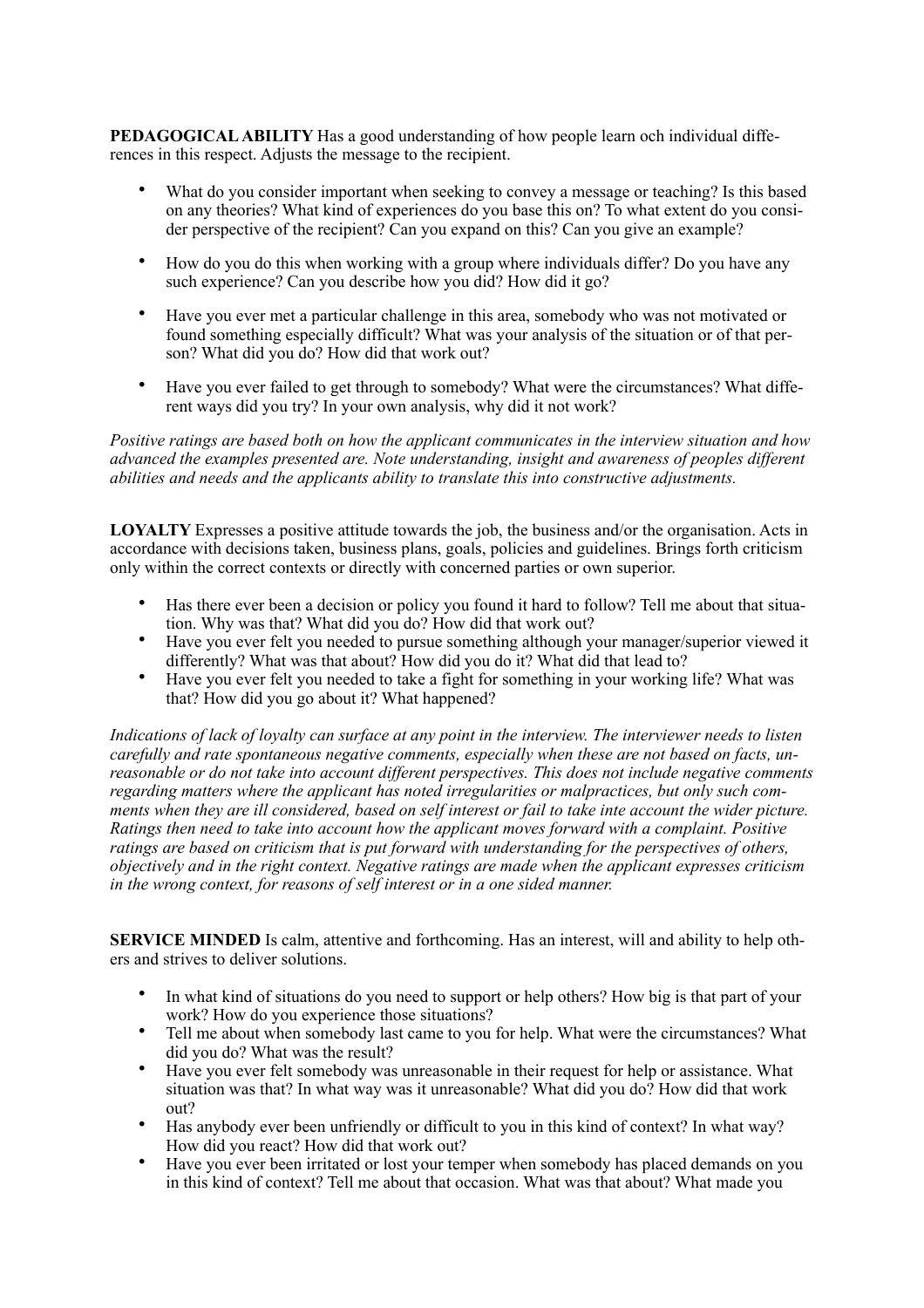**PEDAGOGICAL ABILITY** Has a good understanding of how people learn och individual differences in this respect. Adjusts the message to the recipient.

- What do you consider important when seeking to convey a message or teaching? Is this based on any theories? What kind of experiences do you base this on? To what extent do you consider perspective of the recipient? Can you expand on this? Can you give an example?

- How do you do this when working with a group where individuals differ? Do you have any such experience? Can you describe how you did? How did it go?

- Have you ever met a particular challenge in this area, somebody who was not motivated or found something especially difficult? What was your analysis of the situation or of that person? What did you do? How did that work out?

- Have you ever failed to get through to somebody? What were the circumstances? What different ways did you try? In your own analysis, why did it not work?

*Positive ratings are based both on how the applicant communicates in the interview situation and how advanced the examples presented are. Note understanding, insight and awareness of peoples different abilities and needs and the applicants ability to translate this into constructive adjustments.*

**LOYALTY** Expresses a positive attitude towards the job, the business and/or the organisation. Acts in accordance with decisions taken, business plans, goals, policies and guidelines. Brings forth criticism only within the correct contexts or directly with concerned parties or own superior.

- Has there ever been a decision or policy you found it hard to follow? Tell me about that situation. Why was that? What did you do? How did that work out?
- Have you ever felt you needed to pursue something although your manager/superior viewed it differently? What was that about? How did you do it? What did that lead to?
- Have you ever felt you needed to take a fight for something in your working life? What was that? How did you go about it? What happened?

*Indications of lack of loyalty can surface at any point in the interview. The interviewer needs to listen carefully and rate spontaneous negative comments, especially when these are not based on facts, unreasonable or do not take into account different perspectives. This does not include negative comments regarding matters where the applicant has noted irregularities or malpractices, but only such comments when they are ill considered, based on self interest or fail to take inte account the wider picture. Ratings then need to take into account how the applicant moves forward with a complaint. Positive ratings are based on criticism that is put forward with understanding for the perspectives of others, objectively and in the right context. Negative ratings are made when the applicant expresses criticism in the wrong context, for reasons of self interest or in a one sided manner.*

**SERVICE MINDED** Is calm, attentive and forthcoming. Has an interest, will and ability to help others and strives to deliver solutions.

- In what kind of situations do you need to support or help others? How big is that part of your work? How do you experience those situations?
- Tell me about when somebody last came to you for help. What were the circumstances? What did you do? What was the result?
- Have you ever felt somebody was unreasonable in their request for help or assistance. What situation was that? In what way was it unreasonable? What did you do? How did that work out?
- Has anybody ever been unfriendly or difficult to you in this kind of context? In what way? How did you react? How did that work out?
- Have you ever been irritated or lost your temper when somebody has placed demands on you in this kind of context? Tell me about that occasion. What was that about? What made you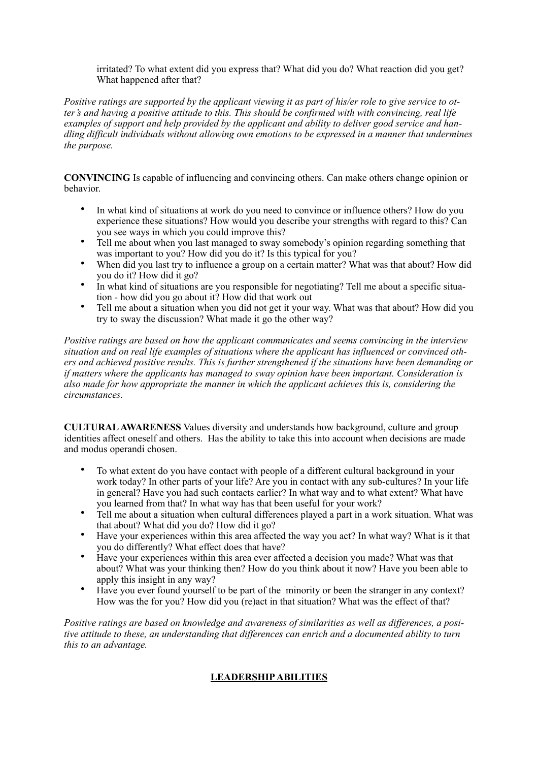irritated? To what extent did you express that? What did you do? What reaction did you get? What happened after that?

*Positive ratings are supported by the applicant viewing it as part of his/er role to give service to otter's and having a positive attitude to this. This should be confirmed with with convincing, real life examples of support and help provided by the applicant and ability to deliver good service and handling difficult individuals without allowing own emotions to be expressed in a manner that undermines the purpose.*

**CONVINCING** Is capable of influencing and convincing others. Can make others change opinion or behavior.

- In what kind of situations at work do you need to convince or influence others? How do you experience these situations? How would you describe your strengths with regard to this? Can you see ways in which you could improve this?
- Tell me about when you last managed to sway somebody's opinion regarding something that was important to you? How did you do it? Is this typical for you?
- When did you last try to influence a group on a certain matter? What was that about? How did you do it? How did it go?
- In what kind of situations are you responsible for negotiating? Tell me about a specific situation - how did you go about it? How did that work out
- Tell me about a situation when you did not get it your way. What was that about? How did you try to sway the discussion? What made it go the other way?

*Positive ratings are based on how the applicant communicates and seems convincing in the interview situation and on real life examples of situations where the applicant has influenced or convinced others and achieved positive results. This is further strengthened if the situations have been demanding or if matters where the applicants has managed to sway opinion have been important. Consideration is also made for how appropriate the manner in which the applicant achieves this is, considering the circumstances.*

**CULTURAL AWARENESS** Values diversity and understands how background, culture and group identities affect oneself and others. Has the ability to take this into account when decisions are made and modus operandi chosen.

- To what extent do you have contact with people of a different cultural background in your work today? In other parts of your life? Are you in contact with any sub-cultures? In your life in general? Have you had such contacts earlier? In what way and to what extent? What have you learned from that? In what way has that been useful for your work?
- Tell me about a situation when cultural differences played a part in a work situation. What was that about? What did you do? How did it go?
- Have your experiences within this area affected the way you act? In what way? What is it that you do differently? What effect does that have?
- Have your experiences within this area ever affected a decision you made? What was that about? What was your thinking then? How do you think about it now? Have you been able to apply this insight in any way?
- Have you ever found yourself to be part of the minority or been the stranger in any context? How was the for you? How did you (re)act in that situation? What was the effect of that?

*Positive ratings are based on knowledge and awareness of similarities as well as differences, a positive attitude to these, an understanding that differences can enrich and a documented ability to turn this to an advantage.*

## LEADERSHIP ABILITIES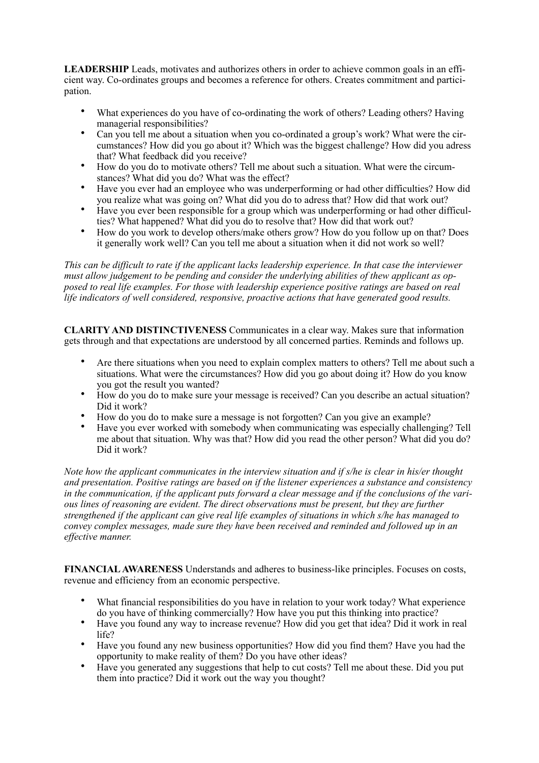**LEADERSHIP** Leads, motivates and authorizes others in order to achieve common goals in an efficient way. Co-ordinates groups and becomes a reference for others. Creates commitment and participation.

- What experiences do you have of co-ordinating the work of others? Leading others? Having managerial responsibilities?
- Can you tell me about a situation when you co-ordinated a group's work? What were the circumstances? How did you go about it? Which was the biggest challenge? How did you adress that? What feedback did you receive?
- How do you do to motivate others? Tell me about such a situation. What were the circumstances? What did you do? What was the effect?
- Have you ever had an employee who was underperforming or had other difficulties? How did you realize what was going on? What did you do to adress that? How did that work out?
- Have you ever been responsible for a group which was underperforming or had other difficulties? What happened? What did you do to resolve that? How did that work out?
- How do you work to develop others/make others grow? How do you follow up on that? Does it generally work well? Can you tell me about a situation when it did not work so well?

*This can be difficult to rate if the applicant lacks leadership experience. In that case the interviewer must allow judgement to be pending and consider the underlying abilities of thew applicant as opposed to real life examples. For those with leadership experience positive ratings are based on real life indicators of well considered, responsive, proactive actions that have generated good results.*

**CLARITY AND DISTINCTIVENESS** Communicates in a clear way. Makes sure that information gets through and that expectations are understood by all concerned parties. Reminds and follows up.

- Are there situations when you need to explain complex matters to others? Tell me about such a situations. What were the circumstances? How did you go about doing it? How do you know you got the result you wanted?
- How do you do to make sure your message is received? Can you describe an actual situation? Did it work?
- How do you do to make sure a message is not forgotten? Can you give an example?
- Have you ever worked with somebody when communicating was especially challenging? Tell me about that situation. Why was that? How did you read the other person? What did you do? Did it work?

*Note how the applicant communicates in the interview situation and if s/he is clear in his/er thought and presentation. Positive ratings are based on if the listener experiences a substance and consistency in the communication, if the applicant puts forward a clear message and if the conclusions of the various lines of reasoning are evident. The direct observations must be present, but they are further strengthened if the applicant can give real life examples of situations in which s/he has managed to convey complex messages, made sure they have been received and reminded and followed up in an effective manner.*

**FINANCIAL AWARENESS** Understands and adheres to business-like principles. Focuses on costs, revenue and efficiency from an economic perspective.

- What financial responsibilities do you have in relation to your work today? What experience do you have of thinking commercially? How have you put this thinking into practice?
- Have you found any way to increase revenue? How did you get that idea? Did it work in real life?
- Have you found any new business opportunities? How did you find them? Have you had the opportunity to make reality of them? Do you have other ideas?
- Have you generated any suggestions that help to cut costs? Tell me about these. Did you put them into practice? Did it work out the way you thought?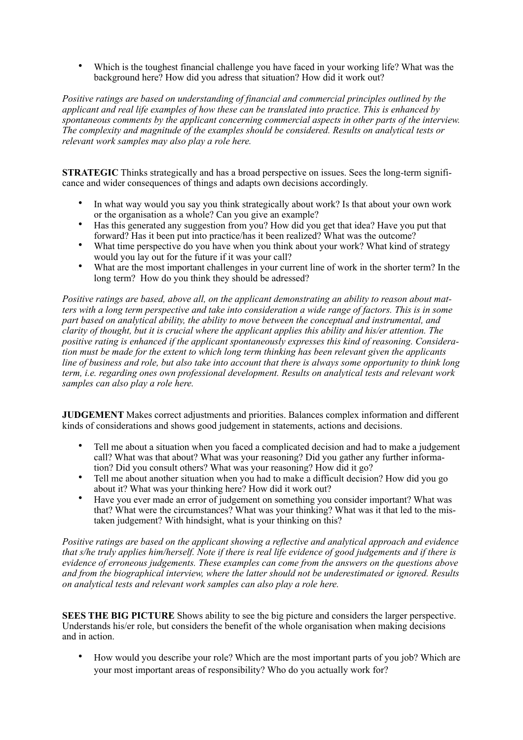- Which is the toughest financial challenge you have faced in your working life? What was the background here? How did you adress that situation? How did it work out?

*Positive ratings are based on understanding of financial and commercial principles outlined by the applicant and real life examples of how these can be translated into practice. This is enhanced by spontaneous comments by the applicant concerning commercial aspects in other parts of the interview. The complexity and magnitude of the examples should be considered. Results on analytical tests or relevant work samples may also play a role here.*

**STRATEGIC** Thinks strategically and has a broad perspective on issues. Sees the long-term significance and wider consequences of things and adapts own decisions accordingly.

- In what way would you say you think strategically about work? Is that about your own work or the organisation as a whole? Can you give an example?
- Has this generated any suggestion from you? How did you get that idea? Have you put that forward? Has it been put into practice/has it been realized? What was the outcome?
- What time perspective do you have when you think about your work? What kind of strategy would you lay out for the future if it was your call?
- What are the most important challenges in your current line of work in the shorter term? In the long term? How do you think they should be adressed?

*Positive ratings are based, above all, on the applicant demonstrating an ability to reason about matters with a long term perspective and take into consideration a wide range of factors. This is in some part based on analytical ability, the ability to move between the conceptual and instrumental, and clarity of thought, but it is crucial where the applicant applies this ability and his/er attention. The positive rating is enhanced if the applicant spontaneously expresses this kind of reasoning. Consideration must be made for the extent to which long term thinking has been relevant given the applicants line of business and role, but also take into account that there is always some opportunity to think long term, i.e. regarding ones own professional development. Results on analytical tests and relevant work samples can also play a role here.*

**JUDGEMENT** Makes correct adjustments and priorities. Balances complex information and different kinds of considerations and shows good judgement in statements, actions and decisions.

- Tell me about a situation when you faced a complicated decision and had to make a judgement call? What was that about? What was your reasoning? Did you gather any further information? Did you consult others? What was your reasoning? How did it go?
- Tell me about another situation when you had to make a difficult decision? How did you go about it? What was your thinking here? How did it work out?
- Have you ever made an error of judgement on something you consider important? What was that? What were the circumstances? What was your thinking? What was it that led to the mistaken judgement? With hindsight, what is your thinking on this?

*Positive ratings are based on the applicant showing a reflective and analytical approach and evidence that s/he truly applies him/herself. Note if there is real life evidence of good judgements and if there is evidence of erroneous judgements. These examples can come from the answers on the questions above and from the biographical interview, where the latter should not be underestimated or ignored. Results on analytical tests and relevant work samples can also play a role here.*

**SEES THE BIG PICTURE** Shows ability to see the big picture and considers the larger perspective. Understands his/er role, but considers the benefit of the whole organisation when making decisions and in action.

- How would you describe your role? Which are the most important parts of you job? Which are your most important areas of responsibility? Who do you actually work for?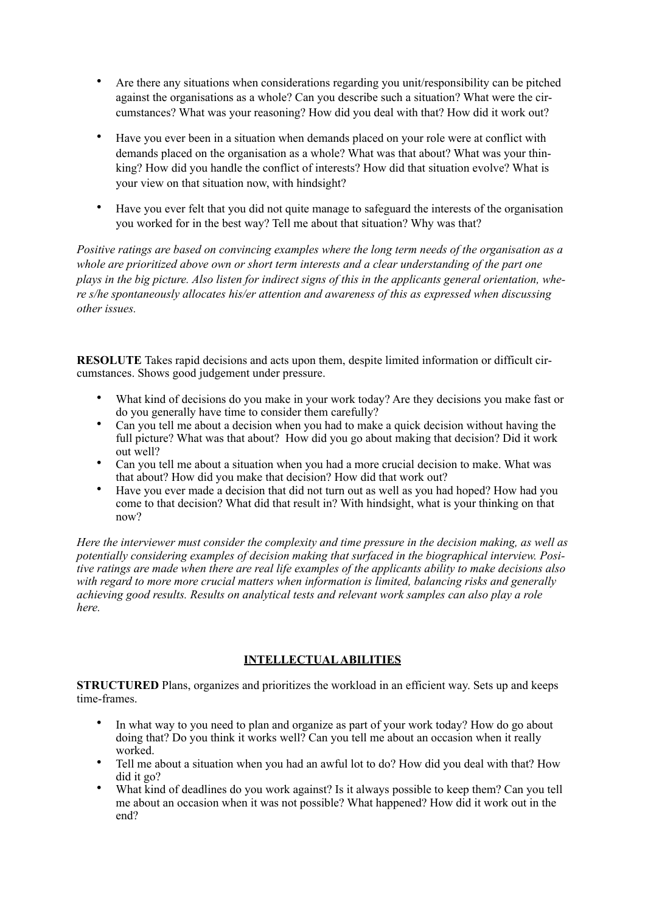- Are there any situations when considerations regarding you unit/responsibility can be pitched against the organisations as a whole? Can you describe such a situation? What were the circumstances? What was your reasoning? How did you deal with that? How did it work out?

- Have you ever been in a situation when demands placed on your role were at conflict with demands placed on the organisation as a whole? What was that about? What was your thinking? How did you handle the conflict of interests? How did that situation evolve? What is your view on that situation now, with hindsight?

- Have you ever felt that you did not quite manage to safeguard the interests of the organisation you worked for in the best way? Tell me about that situation? Why was that?

*Positive ratings are based on convincing examples where the long term needs of the organisation as a whole are prioritized above own or short term interests and a clear understanding of the part one plays in the big picture. Also listen for indirect signs of this in the applicants general orientation, where s/he spontaneously allocates his/er attention and awareness of this as expressed when discussing other issues.*

**RESOLUTE** Takes rapid decisions and acts upon them, despite limited information or difficult circumstances. Shows good judgement under pressure.

- What kind of decisions do you make in your work today? Are they decisions you make fast or do you generally have time to consider them carefully?
- Can you tell me about a decision when you had to make a quick decision without having the full picture? What was that about? How did you go about making that decision? Did it work out well?
- Can you tell me about a situation when you had a more crucial decision to make. What was that about? How did you make that decision? How did that work out?
- Have you ever made a decision that did not turn out as well as you had hoped? How had you come to that decision? What did that result in? With hindsight, what is your thinking on that now?

*Here the interviewer must consider the complexity and time pressure in the decision making, as well as potentially considering examples of decision making that surfaced in the biographical interview. Positive ratings are made when there are real life examples of the applicants ability to make decisions also with regard to more more crucial matters when information is limited, balancing risks and generally achieving good results. Results on analytical tests and relevant work samples can also play a role here.*

## INTELLECTUAL ABILITIES

**STRUCTURED** Plans, organizes and prioritizes the workload in an efficient way. Sets up and keeps time-frames.

- In what way to you need to plan and organize as part of your work today? How do go about doing that? Do you think it works well? Can you tell me about an occasion when it really worked.
- Tell me about a situation when you had an awful lot to do? How did you deal with that? How did it go?
- What kind of deadlines do you work against? Is it always possible to keep them? Can you tell me about an occasion when it was not possible? What happened? How did it work out in the end?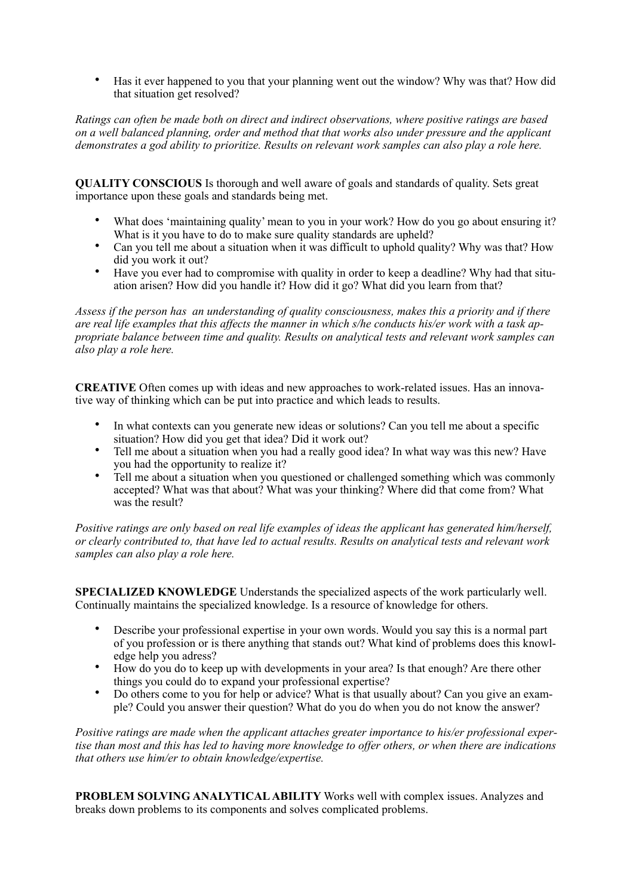- Has it ever happened to you that your planning went out the window? Why was that? How did that situation get resolved?

*Ratings can often be made both on direct and indirect observations, where positive ratings are based on a well balanced planning, order and method that that works also under pressure and the applicant demonstrates a god ability to prioritize. Results on relevant work samples can also play a role here.*

**QUALITY CONSCIOUS** Is thorough and well aware of goals and standards of quality. Sets great importance upon these goals and standards being met.

- What does 'maintaining quality' mean to you in your work? How do you go about ensuring it? What is it you have to do to make sure quality standards are upheld?
- Can you tell me about a situation when it was difficult to uphold quality? Why was that? How did you work it out?
- Have you ever had to compromise with quality in order to keep a deadline? Why had that situation arisen? How did you handle it? How did it go? What did you learn from that?

*Assess if the person has an understanding of quality consciousness, makes this a priority and if there are real life examples that this affects the manner in which s/he conducts his/er work with a task appropriate balance between time and quality. Results on analytical tests and relevant work samples can also play a role here.*

**CREATIVE** Often comes up with ideas and new approaches to work-related issues. Has an innovative way of thinking which can be put into practice and which leads to results.

- In what contexts can you generate new ideas or solutions? Can you tell me about a specific situation? How did you get that idea? Did it work out?
- Tell me about a situation when you had a really good idea? In what way was this new? Have you had the opportunity to realize it?
- Tell me about a situation when you questioned or challenged something which was commonly accepted? What was that about? What was your thinking? Where did that come from? What was the result?

*Positive ratings are only based on real life examples of ideas the applicant has generated him/herself, or clearly contributed to, that have led to actual results. Results on analytical tests and relevant work samples can also play a role here.*

**SPECIALIZED KNOWLEDGE** Understands the specialized aspects of the work particularly well. Continually maintains the specialized knowledge. Is a resource of knowledge for others.

- Describe your professional expertise in your own words. Would you say this is a normal part of you profession or is there anything that stands out? What kind of problems does this knowledge help you adress?
- How do you do to keep up with developments in your area? Is that enough? Are there other things you could do to expand your professional expertise?
- Do others come to you for help or advice? What is that usually about? Can you give an example? Could you answer their question? What do you do when you do not know the answer?

*Positive ratings are made when the applicant attaches greater importance to his/er professional expertise than most and this has led to having more knowledge to offer others, or when there are indications that others use him/er to obtain knowledge/expertise.*

**PROBLEM SOLVING ANALYTICAL ABILITY** Works well with complex issues. Analyzes and breaks down problems to its components and solves complicated problems.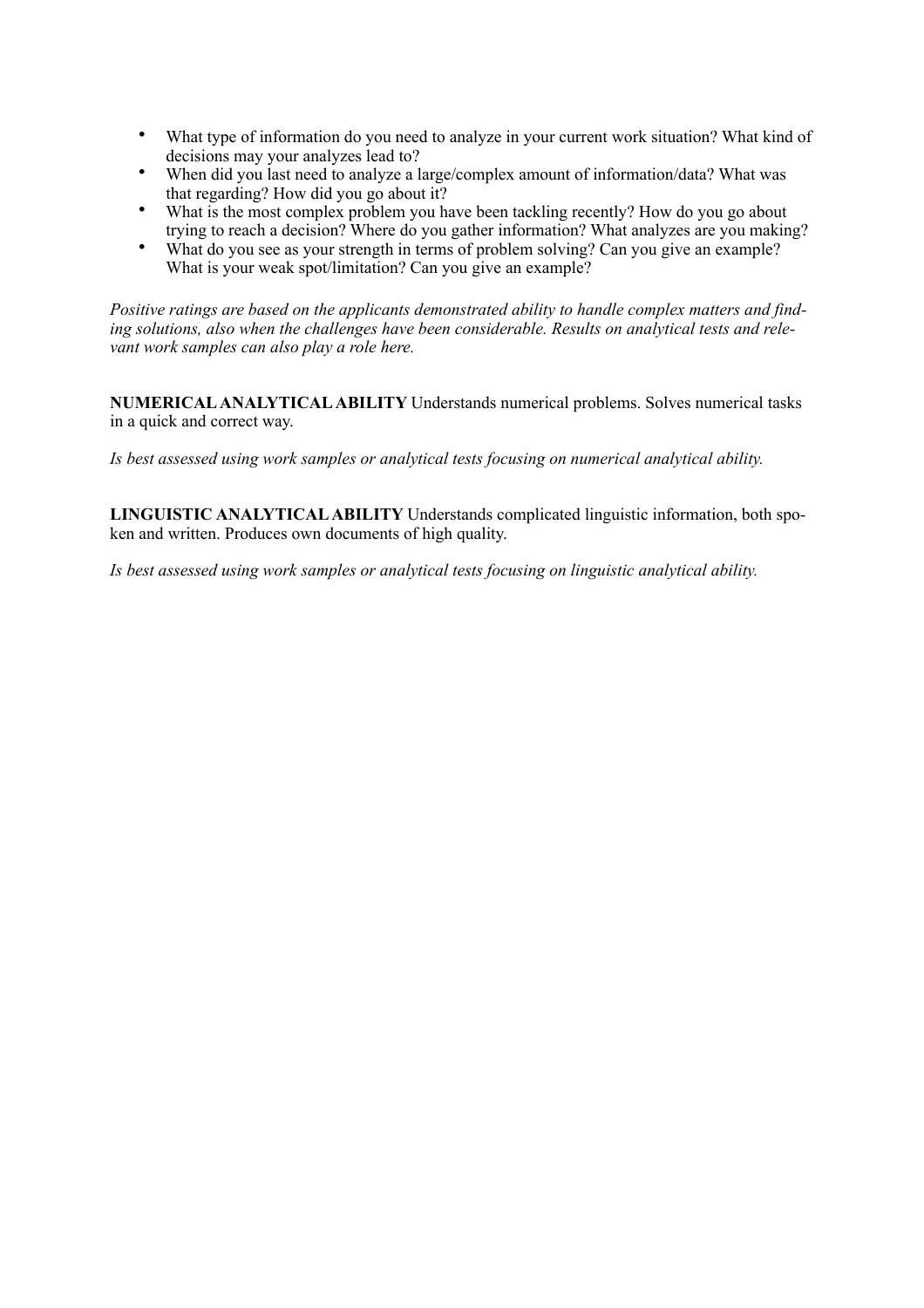- What type of information do you need to analyze in your current work situation? What kind of decisions may your analyzes lead to?
- When did you last need to analyze a large/complex amount of information/data? What was that regarding? How did you go about it?
- What is the most complex problem you have been tackling recently? How do you go about trying to reach a decision? Where do you gather information? What analyzes are you making?
- What do you see as your strength in terms of problem solving? Can you give an example? What is your weak spot/limitation? Can you give an example?

*Positive ratings are based on the applicants demonstrated ability to handle complex matters and finding solutions, also when the challenges have been considerable. Results on analytical tests and relevant work samples can also play a role here.*

**NUMERICAL ANALYTICAL ABILITY** Understands numerical problems. Solves numerical tasks in a quick and correct way.

*Is best assessed using work samples or analytical tests focusing on numerical analytical ability.*

**LINGUISTIC ANALYTICAL ABILITY** Understands complicated linguistic information, both spoken and written. Produces own documents of high quality.

*Is best assessed using work samples or analytical tests focusing on linguistic analytical ability.*